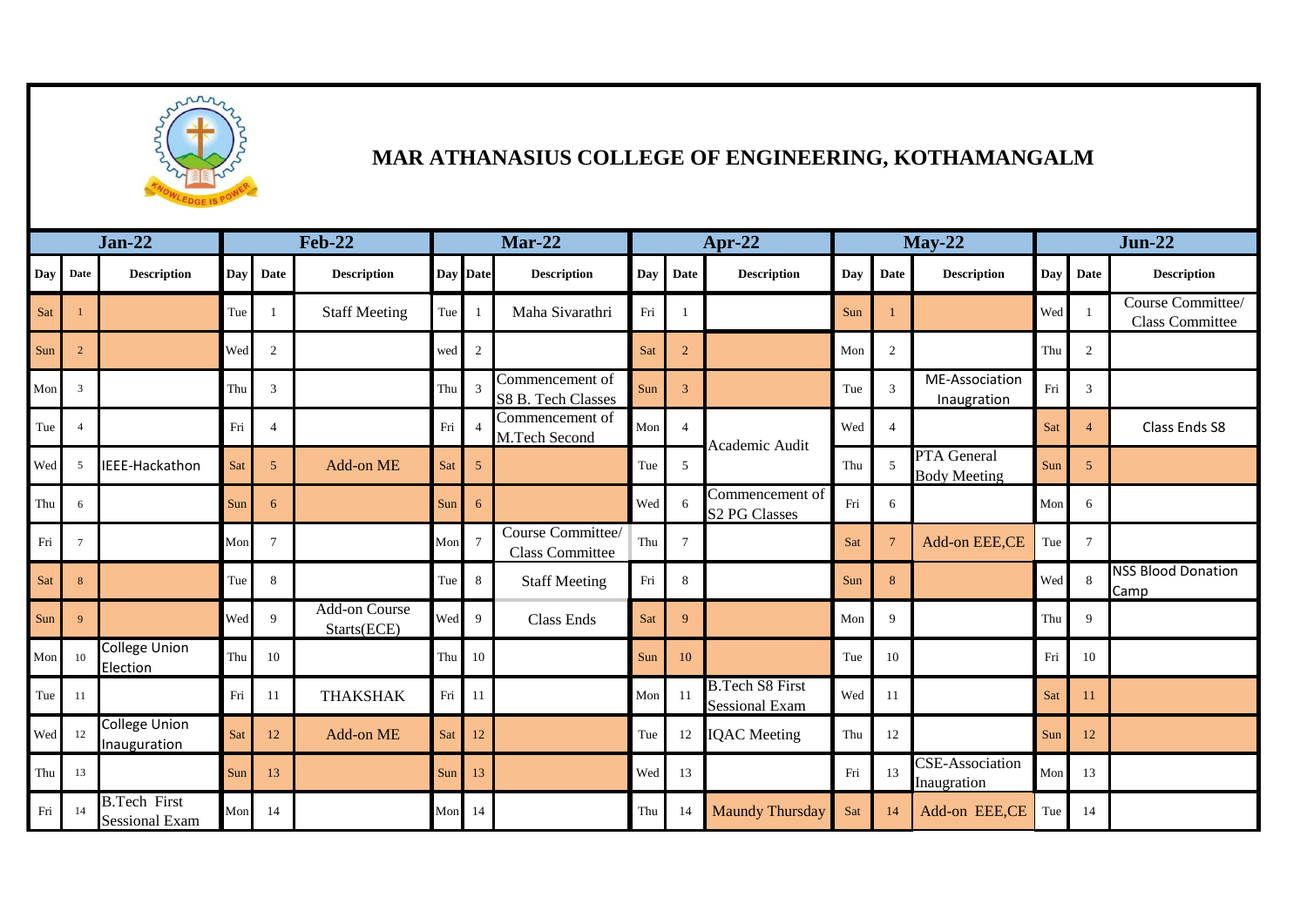# MAR ATHANASIUS COLLEGE OF ENGINEERING, KOTHAMANGALM

| Jan-22 | | | Feb-22 | | | Mar-22 | | | Apr-22 | | | May-22 | | | Jun-22 | | |
|---|---|---|---|---|---|---|---|---|---|---|---|---|---|---|---|---|---|
| Day | Date | Description | Day | Date | Description | Day | Date | Description | Day | Date | Description | Day | Date | Description | Day | Date | Description |
| Sat | 1 | | Tue | 1 | Staff Meeting | Tue | 1 | Maha Sivarathri | Fri | 1 | | Sun | 1 | | Wed | 1 | Course Committee/ Class Committee |
| Sun | 2 | | Wed | 2 | | wed | 2 | | Sat | 2 | | Mon | 2 | | Thu | 2 | |
| Mon | 3 | | Thu | 3 | | Thu | 3 | Commencement of S8 B. Tech Classes | Sun | 3 | | Tue | 3 | ME-Association Inaugration | Fri | 3 | |
| Tue | 4 | | Fri | 4 | | Fri | 4 | Commencement of M.Tech Second | Mon | 4 | Academic Audit | Wed | 4 | | Sat | 4 | Class Ends S8 |
| Wed | 5 | IEEE-Hackathon | Sat | 5 | Add-on ME | Sat | 5 | | Tue | 5 | Academic Audit | Thu | 5 | PTA General Body Meeting | Sun | 5 | |
| Thu | 6 | | Sun | 6 | | Sun | 6 | | Wed | 6 | Commencement of S2 PG Classes | Fri | 6 | | Mon | 6 | |
| Fri | 7 | | Mon | 7 | | Mon | 7 | Course Committee/ Class Committee | Thu | 7 | | Sat | 7 | Add-on EEE,CE | Tue | 7 | |
| Sat | 8 | | Tue | 8 | | Tue | 8 | Staff Meeting | Fri | 8 | | Sun | 8 | | Wed | 8 | NSS Blood Donation Camp |
| Sun | 9 | | Wed | 9 | Add-on Course Starts(ECE) | Wed | 9 | Class Ends | Sat | 9 | | Mon | 9 | | Thu | 9 | |
| Mon | 10 | College Union Election | Thu | 10 | | Thu | 10 | | Sun | 10 | | Tue | 10 | | Fri | 10 | |
| Tue | 11 | | Fri | 11 | THAKSHAK | Fri | 11 | | Mon | 11 | B.Tech S8 First Sessional Exam | Wed | 11 | | Sat | 11 | |
| Wed | 12 | College Union Inauguration | Sat | 12 | Add-on ME | Sat | 12 | | Tue | 12 | IQAC Meeting | Thu | 12 | | Sun | 12 | |
| Thu | 13 | | Sun | 13 | | Sun | 13 | | Wed | 13 | | Fri | 13 | CSE-Association Inaugration | Mon | 13 | |
| Fri | 14 | B.Tech First Sessional Exam | Mon | 14 | | Mon | 14 | | Thu | 14 | Maundy Thursday | Sat | 14 | Add-on EEE,CE | Tue | 14 | |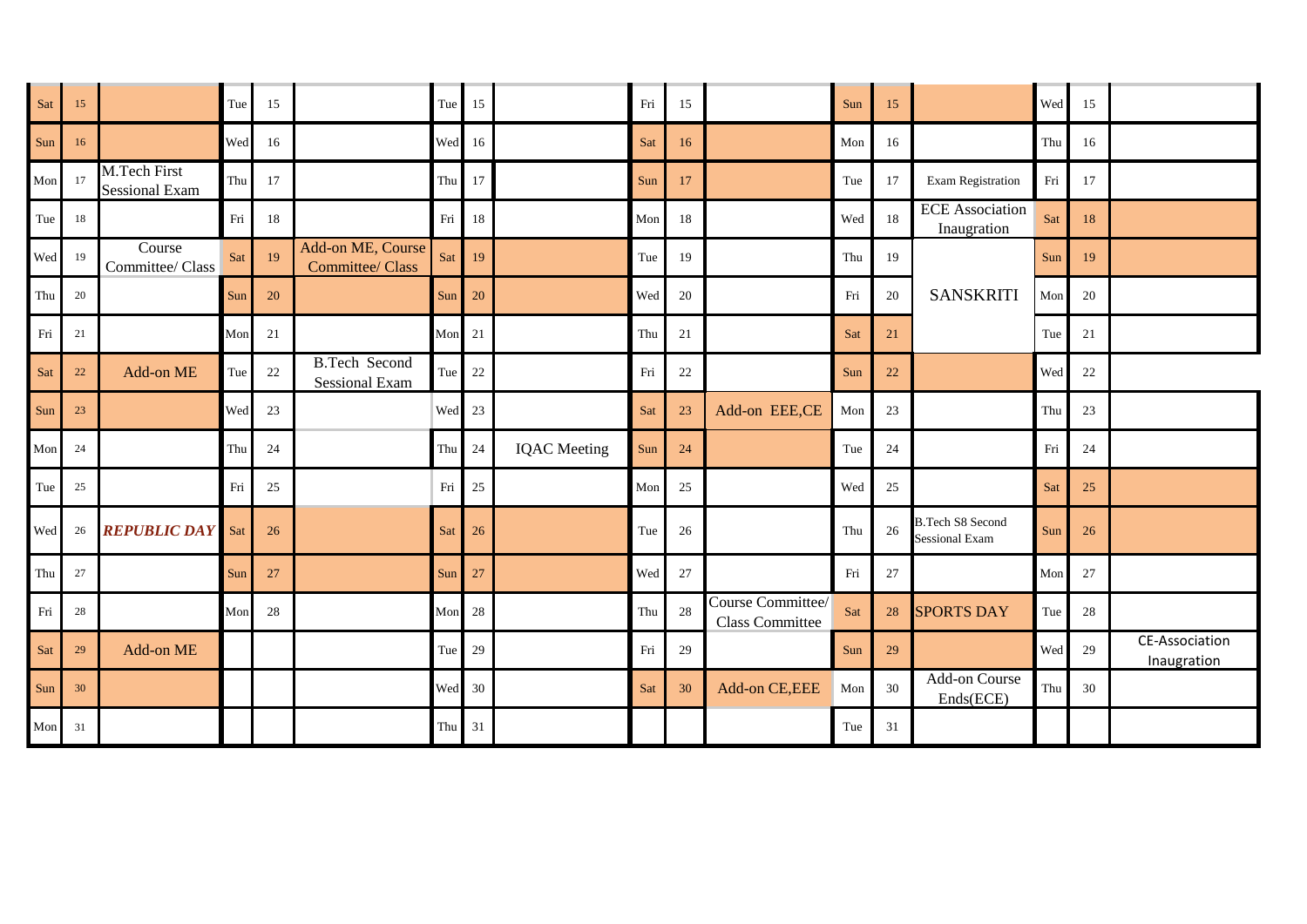| | | | | | | | | | | | | | | | | | |
|---|---|---|---|---|---|---|---|---|---|---|---|---|---|---|---|---|---|
| Sat | 15 | | Tue | 15 | | Tue | 15 | | Fri | 15 | | Sun | 15 | | Wed | 15 | |
| Sun | 16 | | Wed | 16 | | Wed | 16 | | Sat | 16 | | Mon | 16 | | Thu | 16 | |
| Mon | 17 | M.Tech First Sessional Exam | Thu | 17 | | Thu | 17 | | Sun | 17 | | Tue | 17 | Exam Registration | Fri | 17 | |
| Tue | 18 | | Fri | 18 | | Fri | 18 | | Mon | 18 | | Wed | 18 | ECE Association Inaugration | Sat | 18 | |
| Wed | 19 | Course Committee/ Class | Sat | 19 | Add-on ME, Course Committee/ Class | Sat | 19 | | Tue | 19 | | Thu | 19 | | Sun | 19 | |
| Thu | 20 | | Sun | 20 | | Sun | 20 | | Wed | 20 | | Fri | 20 | SANSKRITI | Mon | 20 | |
| Fri | 21 | | Mon | 21 | | Mon | 21 | | Thu | 21 | | Sat | 21 | | Tue | 21 | |
| Sat | 22 | Add-on ME | Tue | 22 | B.Tech Second Sessional Exam | Tue | 22 | | Fri | 22 | | Sun | 22 | | Wed | 22 | |
| Sun | 23 | | Wed | 23 | | Wed | 23 | | Sat | 23 | Add-on EEE,CE | Mon | 23 | | Thu | 23 | |
| Mon | 24 | | Thu | 24 | | Thu | 24 | IQAC Meeting | Sun | 24 | | Tue | 24 | | Fri | 24 | |
| Tue | 25 | | Fri | 25 | | Fri | 25 | | Mon | 25 | | Wed | 25 | | Sat | 25 | |
| Wed | 26 | ***REPUBLIC DAY*** | Sat | 26 | | Sat | 26 | | Tue | 26 | | Thu | 26 | B.Tech S8 Second Sessional Exam | Sun | 26 | |
| Thu | 27 | | Sun | 27 | | Sun | 27 | | Wed | 27 | | Fri | 27 | | Mon | 27 | |
| Fri | 28 | | Mon | 28 | | Mon | 28 | | Thu | 28 | Course Committee/ Class Committee | Sat | 28 | SPORTS DAY | Tue | 28 | |
| Sat | 29 | Add-on ME | | | | Tue | 29 | | Fri | 29 | | Sun | 29 | | Wed | 29 | CE-Association Inaugration |
| Sun | 30 | | | | | Wed | 30 | | Sat | 30 | Add-on CE,EEE | Mon | 30 | Add-on Course Ends(ECE) | Thu | 30 | |
| Mon | 31 | | | | | Thu | 31 | | | | | Tue | 31 | | | | |